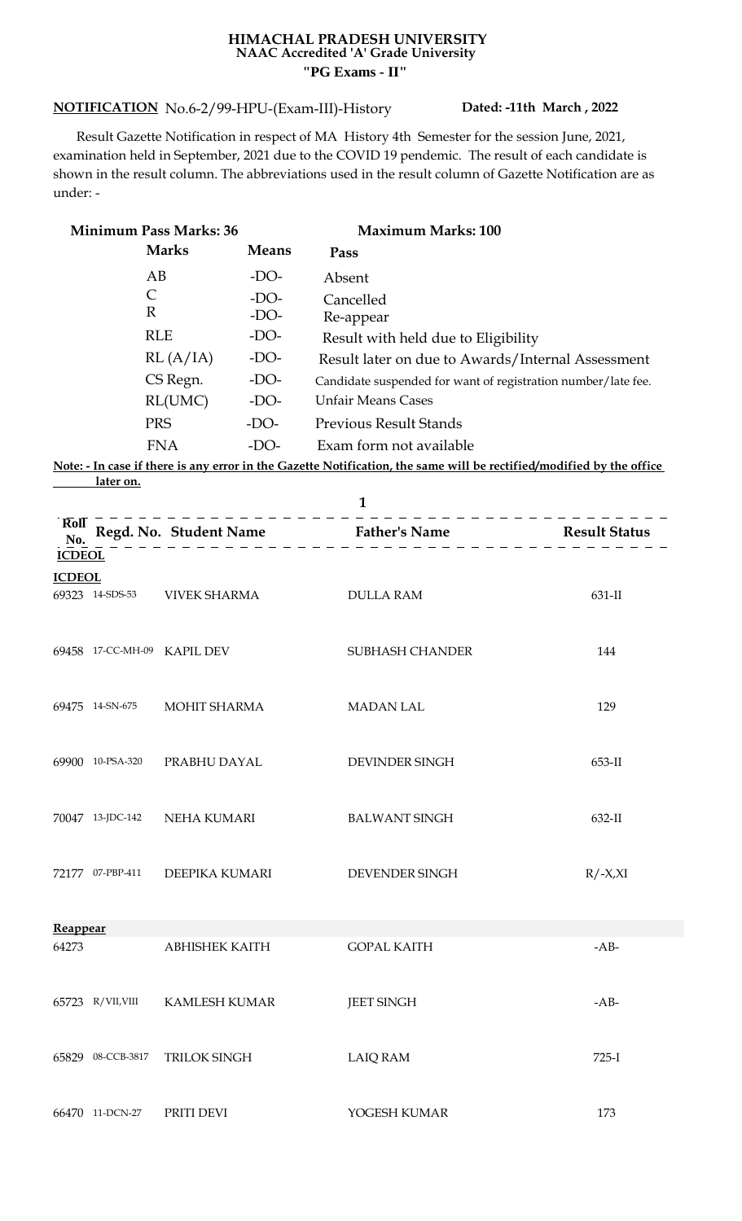# HIMACHAL PRADESH UNIVERSITY
## NAAC Accredited 'A' Grade University
### "PG Exams - II"

**NOTIFICATION** No.6-2/99-HPU-(Exam-III)-History **Dated: -11th March , 2022**

Result Gazette Notification in respect of MA History 4th Semester for the session June, 2021, examination held in September, 2021 due to the COVID 19 pendemic. The result of each candidate is shown in the result column. The abbreviations used in the result column of Gazette Notification are as under: -

**Minimum Pass Marks: 36** **Maximum Marks: 100**

| Marks | Means | Pass |
|---|---|---|
| AB | -DO- | Absent |
| C | -DO- | Cancelled |
| R | -DO- | Re-appear |
| RLE | -DO- | Result with held due to Eligibility |
| RL (A/IA) | -DO- | Result later on due to Awards/Internal Assessment |
| CS Regn. | -DO- | Candidate suspended for want of registration number/late fee. |
| RL(UMC) | -DO- | Unfair Means Cases |
| PRS | -DO- | Previous Result Stands |
| FNA | -DO- | Exam form not available |

**Note: - In case if there is any error in the Gazette Notification, the same will be rectified/modified by the office later on.**

| Roll No. | Regd. No. | Student Name | Father's Name | Result Status |
|---|---|---|---|---|
| **ICDEOL** | | | | |
| 69323 | 14-SDS-53 | VIVEK SHARMA | DULLA RAM | 631-II |
| 69458 | 17-CC-MH-09 | KAPIL DEV | SUBHASH CHANDER | 144 |
| 69475 | 14-SN-675 | MOHIT SHARMA | MADAN LAL | 129 |
| 69900 | 10-PSA-320 | PRABHU DAYAL | DEVINDER SINGH | 653-II |
| 70047 | 13-JDC-142 | NEHA KUMARI | BALWANT SINGH | 632-II |
| 72177 | 07-PBP-411 | DEEPIKA KUMARI | DEVENDER SINGH | R/-X,XI |
| **Reappear** | | | | |
| 64273 | | ABHISHEK KAITH | GOPAL KAITH | -AB- |
| 65723 | R/VII,VIII | KAMLESH KUMAR | JEET SINGH | -AB- |
| 65829 | 08-CCB-3817 | TRILOK SINGH | LAIQ RAM | 725-I |
| 66470 | 11-DCN-27 | PRITI DEVI | YOGESH KUMAR | 173 |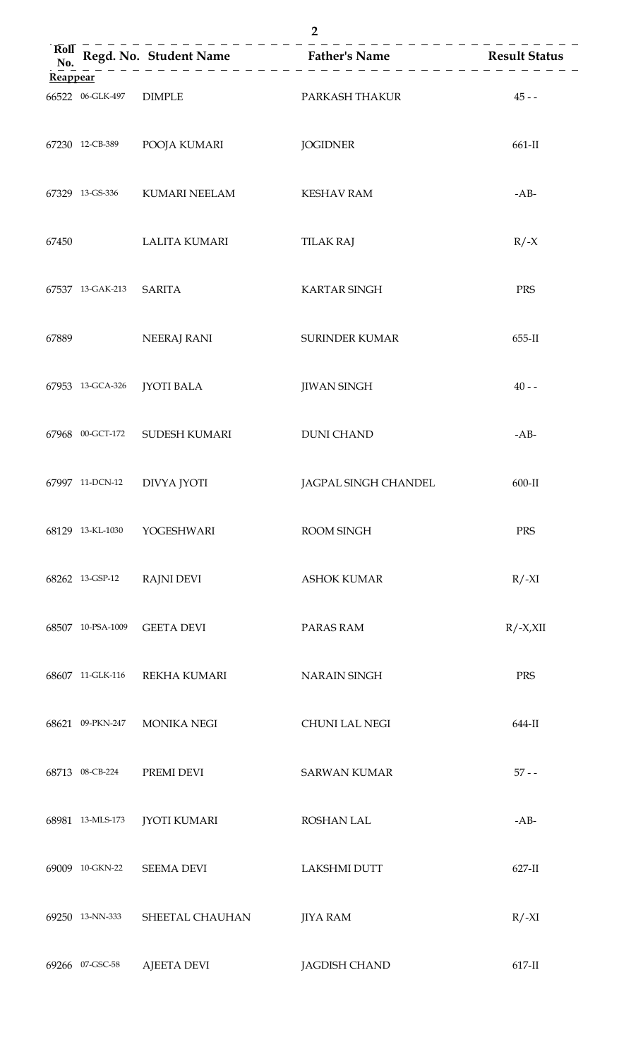| Roll No. | Regd. No. | Student Name | Father's Name | Result Status |
|---|---|---|---|---|
| **Reappear** | | | | |
| 66522 | 06-GLK-497 | DIMPLE | PARKASH THAKUR | 45 - - |
| 67230 | 12-CB-389 | POOJA KUMARI | JOGIDNER | 661-II |
| 67329 | 13-GS-336 | KUMARI NEELAM | KESHAV RAM | -AB- |
| 67450 | | LALITA KUMARI | TILAK RAJ | R/-X |
| 67537 | 13-GAK-213 | SARITA | KARTAR SINGH | PRS |
| 67889 | | NEERAJ RANI | SURINDER KUMAR | 655-II |
| 67953 | 13-GCA-326 | JYOTI BALA | JIWAN SINGH | 40 - - |
| 67968 | 00-GCT-172 | SUDESH KUMARI | DUNI CHAND | -AB- |
| 67997 | 11-DCN-12 | DIVYA JYOTI | JAGPAL SINGH CHANDEL | 600-II |
| 68129 | 13-KL-1030 | YOGESHWARI | ROOM SINGH | PRS |
| 68262 | 13-GSP-12 | RAJNI DEVI | ASHOK KUMAR | R/-XI |
| 68507 | 10-PSA-1009 | GEETA DEVI | PARAS RAM | R/-X,XII |
| 68607 | 11-GLK-116 | REKHA KUMARI | NARAIN SINGH | PRS |
| 68621 | 09-PKN-247 | MONIKA NEGI | CHUNI LAL NEGI | 644-II |
| 68713 | 08-CB-224 | PREMI DEVI | SARWAN KUMAR | 57 - - |
| 68981 | 13-MLS-173 | JYOTI KUMARI | ROSHAN LAL | -AB- |
| 69009 | 10-GKN-22 | SEEMA DEVI | LAKSHMI DUTT | 627-II |
| 69250 | 13-NN-333 | SHEETAL CHAUHAN | JIYA RAM | R/-XI |
| 69266 | 07-GSC-58 | AJEETA DEVI | JAGDISH CHAND | 617-II |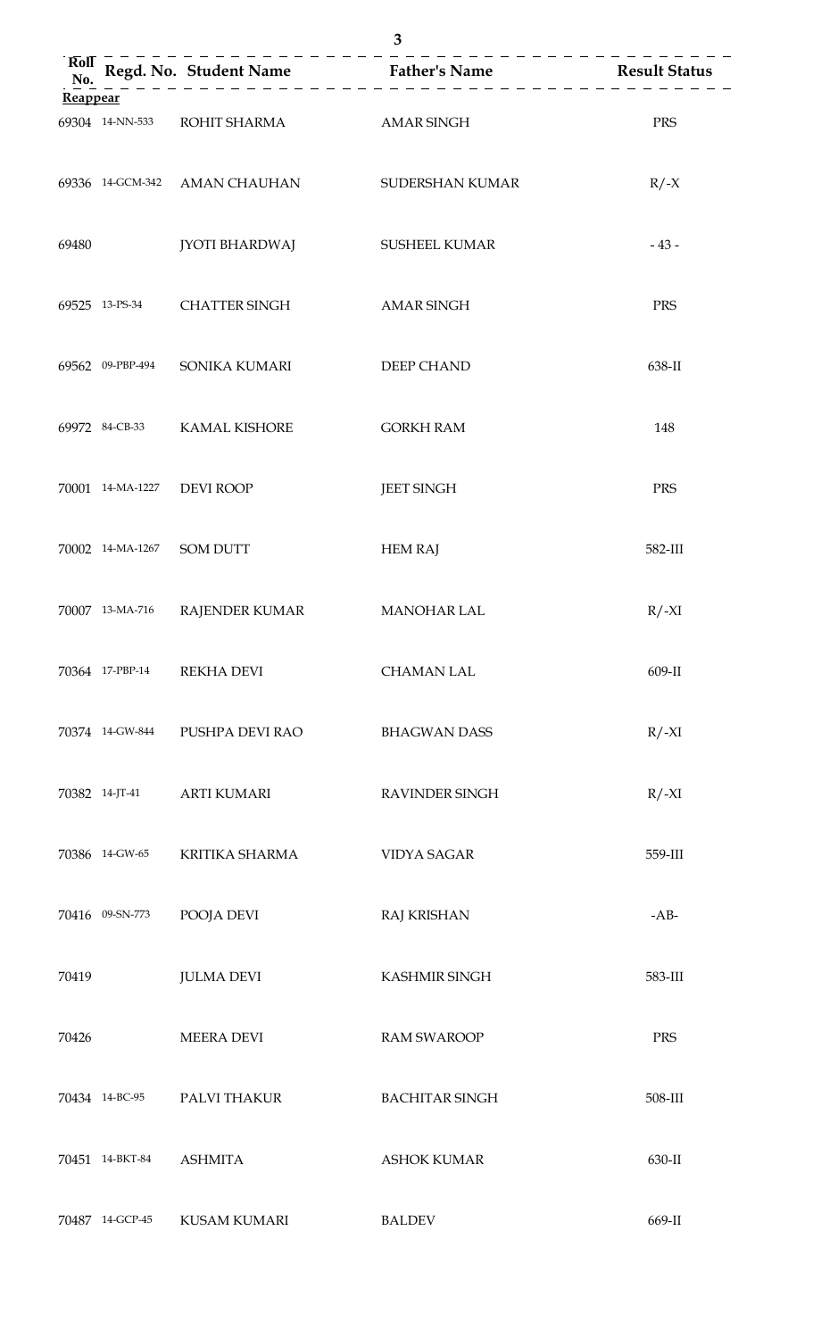| Roll No. | Regd. No. | Student Name | Father's Name | Result Status |
|---|---|---|---|---|
| **Reappear** | | | | |
| 69304 | 14-NN-533 | ROHIT SHARMA | AMAR SINGH | PRS |
| 69336 | 14-GCM-342 | AMAN CHAUHAN | SUDERSHAN KUMAR | R/-X |
| 69480 | | JYOTI BHARDWAJ | SUSHEEL KUMAR | - 43 - |
| 69525 | 13-PS-34 | CHATTER SINGH | AMAR SINGH | PRS |
| 69562 | 09-PBP-494 | SONIKA KUMARI | DEEP CHAND | 638-II |
| 69972 | 84-CB-33 | KAMAL KISHORE | GORKH RAM | 148 |
| 70001 | 14-MA-1227 | DEVI ROOP | JEET SINGH | PRS |
| 70002 | 14-MA-1267 | SOM DUTT | HEM RAJ | 582-III |
| 70007 | 13-MA-716 | RAJENDER KUMAR | MANOHAR LAL | R/-XI |
| 70364 | 17-PBP-14 | REKHA DEVI | CHAMAN LAL | 609-II |
| 70374 | 14-GW-844 | PUSHPA DEVI RAO | BHAGWAN DASS | R/-XI |
| 70382 | 14-JT-41 | ARTI KUMARI | RAVINDER SINGH | R/-XI |
| 70386 | 14-GW-65 | KRITIKA SHARMA | VIDYA SAGAR | 559-III |
| 70416 | 09-SN-773 | POOJA DEVI | RAJ KRISHAN | -AB- |
| 70419 | | JULMA DEVI | KASHMIR SINGH | 583-III |
| 70426 | | MEERA DEVI | RAM SWAROOP | PRS |
| 70434 | 14-BC-95 | PALVI THAKUR | BACHITAR SINGH | 508-III |
| 70451 | 14-BKT-84 | ASHMITA | ASHOK KUMAR | 630-II |
| 70487 | 14-GCP-45 | KUSAM KUMARI | BALDEV | 669-II |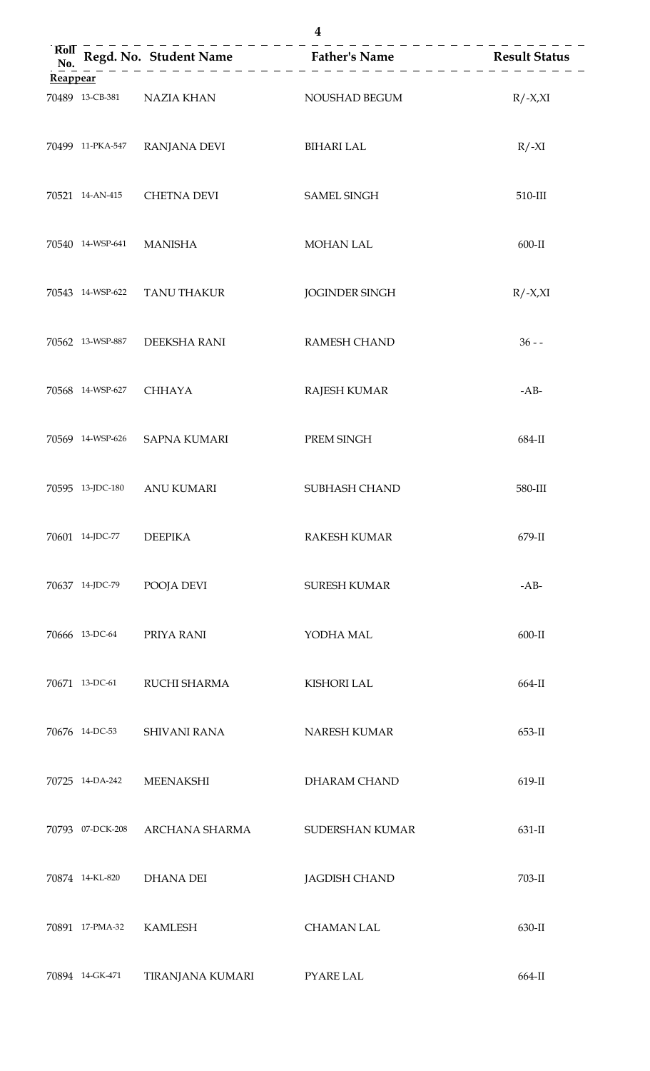| Roll No. | Regd. No. | Student Name | Father's Name | Result Status |
|---|---|---|---|---|
| **Reappear** | | | | |
| 70489 | 13-CB-381 | NAZIA KHAN | NOUSHAD BEGUM | R/-X,XI |
| 70499 | 11-PKA-547 | RANJANA DEVI | BIHARI LAL | R/-XI |
| 70521 | 14-AN-415 | CHETNA DEVI | SAMEL SINGH | 510-III |
| 70540 | 14-WSP-641 | MANISHA | MOHAN LAL | 600-II |
| 70543 | 14-WSP-622 | TANU THAKUR | JOGINDER SINGH | R/-X,XI |
| 70562 | 13-WSP-887 | DEEKSHA RANI | RAMESH CHAND | 36 - - |
| 70568 | 14-WSP-627 | CHHAYA | RAJESH KUMAR | -AB- |
| 70569 | 14-WSP-626 | SAPNA KUMARI | PREM SINGH | 684-II |
| 70595 | 13-JDC-180 | ANU KUMARI | SUBHASH CHAND | 580-III |
| 70601 | 14-JDC-77 | DEEPIKA | RAKESH KUMAR | 679-II |
| 70637 | 14-JDC-79 | POOJA DEVI | SURESH KUMAR | -AB- |
| 70666 | 13-DC-64 | PRIYA RANI | YODHA MAL | 600-II |
| 70671 | 13-DC-61 | RUCHI SHARMA | KISHORI LAL | 664-II |
| 70676 | 14-DC-53 | SHIVANI RANA | NARESH KUMAR | 653-II |
| 70725 | 14-DA-242 | MEENAKSHI | DHARAM CHAND | 619-II |
| 70793 | 07-DCK-208 | ARCHANA SHARMA | SUDERSHAN KUMAR | 631-II |
| 70874 | 14-KL-820 | DHANA DEI | JAGDISH CHAND | 703-II |
| 70891 | 17-PMA-32 | KAMLESH | CHAMAN LAL | 630-II |
| 70894 | 14-GK-471 | TIRANJANA KUMARI | PYARE LAL | 664-II |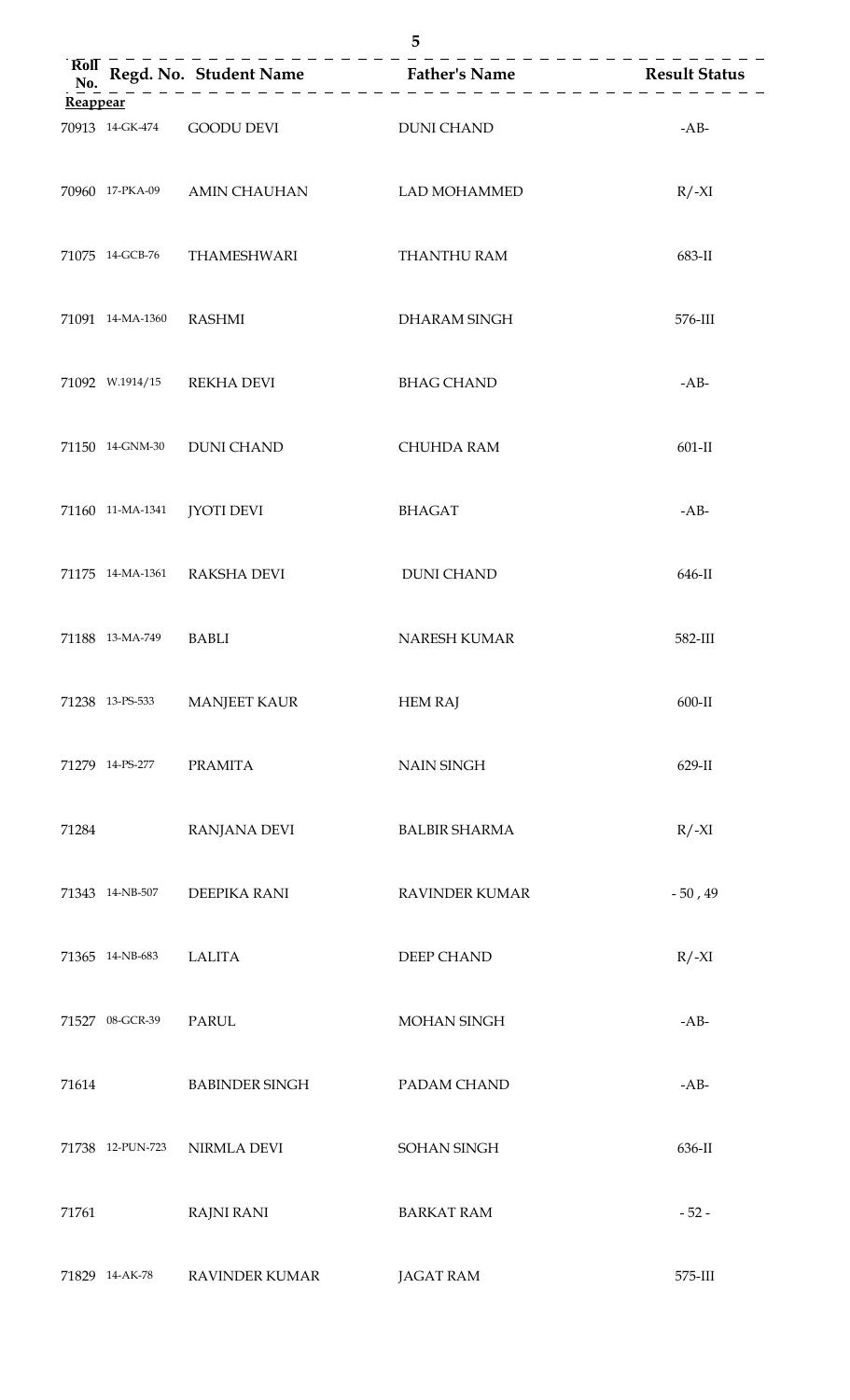| Roll No. | Regd. No. | Student Name | Father's Name | Result Status |
|---|---|---|---|---|
| **Reappear** | | | | |
| 70913 | 14-GK-474 | GOODU DEVI | DUNI CHAND | -AB- |
| 70960 | 17-PKA-09 | AMIN CHAUHAN | LAD MOHAMMED | R/-XI |
| 71075 | 14-GCB-76 | THAMESHWARI | THANTHU RAM | 683-II |
| 71091 | 14-MA-1360 | RASHMI | DHARAM SINGH | 576-III |
| 71092 | W.1914/15 | REKHA DEVI | BHAG CHAND | -AB- |
| 71150 | 14-GNM-30 | DUNI CHAND | CHUHDA RAM | 601-II |
| 71160 | 11-MA-1341 | JYOTI DEVI | BHAGAT | -AB- |
| 71175 | 14-MA-1361 | RAKSHA DEVI | DUNI CHAND | 646-II |
| 71188 | 13-MA-749 | BABLI | NARESH KUMAR | 582-III |
| 71238 | 13-PS-533 | MANJEET KAUR | HEM RAJ | 600-II |
| 71279 | 14-PS-277 | PRAMITA | NAIN SINGH | 629-II |
| 71284 | | RANJANA DEVI | BALBIR SHARMA | R/-XI |
| 71343 | 14-NB-507 | DEEPIKA RANI | RAVINDER KUMAR | - 50 , 49 |
| 71365 | 14-NB-683 | LALITA | DEEP CHAND | R/-XI |
| 71527 | 08-GCR-39 | PARUL | MOHAN SINGH | -AB- |
| 71614 | | BABINDER SINGH | PADAM CHAND | -AB- |
| 71738 | 12-PUN-723 | NIRMLA DEVI | SOHAN SINGH | 636-II |
| 71761 | | RAJNI RANI | BARKAT RAM | - 52 - |
| 71829 | 14-AK-78 | RAVINDER KUMAR | JAGAT RAM | 575-III |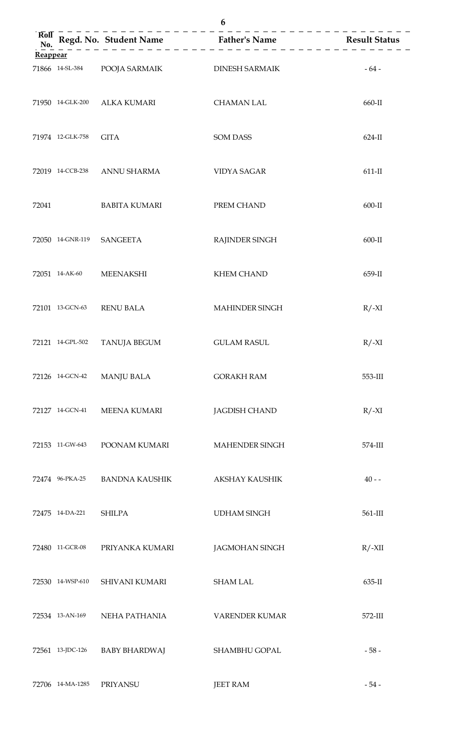| Roll No. | Regd. No. | Student Name | Father's Name | Result Status |
|---|---|---|---|---|
| **Reappear** | | | | |
| 71866 | 14-SL-384 | POOJA SARMAIK | DINESH SARMAIK | - 64 - |
| 71950 | 14-GLK-200 | ALKA KUMARI | CHAMAN LAL | 660-II |
| 71974 | 12-GLK-758 | GITA | SOM DASS | 624-II |
| 72019 | 14-CCB-238 | ANNU SHARMA | VIDYA SAGAR | 611-II |
| 72041 | | BABITA KUMARI | PREM CHAND | 600-II |
| 72050 | 14-GNR-119 | SANGEETA | RAJINDER SINGH | 600-II |
| 72051 | 14-AK-60 | MEENAKSHI | KHEM CHAND | 659-II |
| 72101 | 13-GCN-63 | RENU BALA | MAHINDER SINGH | R/-XI |
| 72121 | 14-GPL-502 | TANUJA BEGUM | GULAM RASUL | R/-XI |
| 72126 | 14-GCN-42 | MANJU BALA | GORAKH RAM | 553-III |
| 72127 | 14-GCN-41 | MEENA KUMARI | JAGDISH CHAND | R/-XI |
| 72153 | 11-GW-643 | POONAM KUMARI | MAHENDER SINGH | 574-III |
| 72474 | 96-PKA-25 | BANDNA KAUSHIK | AKSHAY KAUSHIK | 40 - - |
| 72475 | 14-DA-221 | SHILPA | UDHAM SINGH | 561-III |
| 72480 | 11-GCR-08 | PRIYANKA KUMARI | JAGMOHAN SINGH | R/-XII |
| 72530 | 14-WSP-610 | SHIVANI KUMARI | SHAM LAL | 635-II |
| 72534 | 13-AN-169 | NEHA PATHANIA | VARENDER KUMAR | 572-III |
| 72561 | 13-JDC-126 | BABY BHARDWAJ | SHAMBHU GOPAL | - 58 - |
| 72706 | 14-MA-1285 | PRIYANSU | JEET RAM | - 54 - |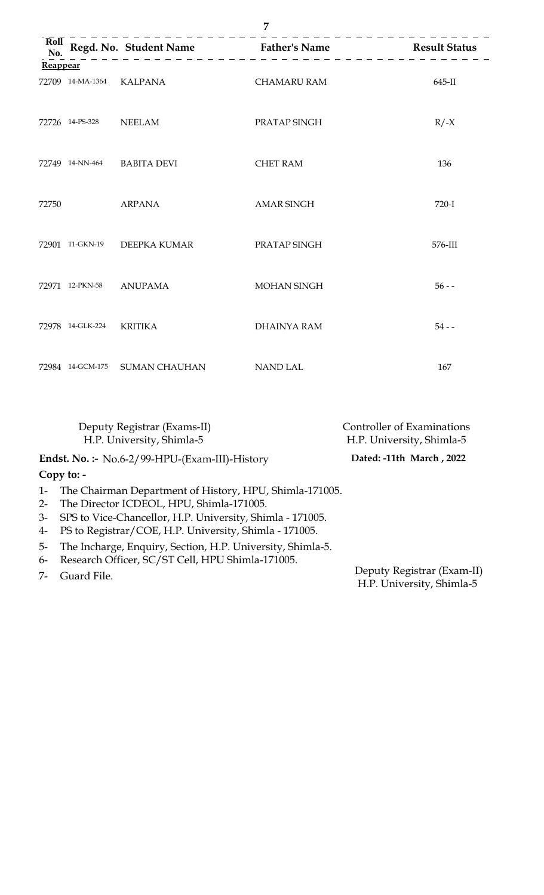| Roll No. | Regd. No. | Student Name | Father's Name | Result Status |
|---|---|---|---|---|
| **Reappear** | | | | |
| 72709 | 14-MA-1364 | KALPANA | CHAMARU RAM | 645-II |
| 72726 | 14-PS-328 | NEELAM | PRATAP SINGH | R/-X |
| 72749 | 14-NN-464 | BABITA DEVI | CHET RAM | 136 |
| 72750 | | ARPANA | AMAR SINGH | 720-I |
| 72901 | 11-GKN-19 | DEEPKA KUMAR | PRATAP SINGH | 576-III |
| 72971 | 12-PKN-58 | ANUPAMA | MOHAN SINGH | 56 - - |
| 72978 | 14-GLK-224 | KRITIKA | DHAINYA RAM | 54 - - |
| 72984 | 14-GCM-175 | SUMAN CHAUHAN | NAND LAL | 167 |

Deputy Registrar (Exams-II)
H.P. University, Shimla-5

Controller of Examinations
H.P. University, Shimla-5

**Endst. No. :-** No.6-2/99-HPU-(Exam-III)-History **Dated: -11th March , 2022**

**Copy to: -**

1- The Chairman Department of History, HPU, Shimla-171005.
2- The Director ICDEOL, HPU, Shimla-171005.
3- SPS to Vice-Chancellor, H.P. University, Shimla - 171005.
4- PS to Registrar/COE, H.P. University, Shimla - 171005.
5- The Incharge, Enquiry, Section, H.P. University, Shimla-5.
6- Research Officer, SC/ST Cell, HPU Shimla-171005.
7- Guard File.

Deputy Registrar (Exam-II)
H.P. University, Shimla-5